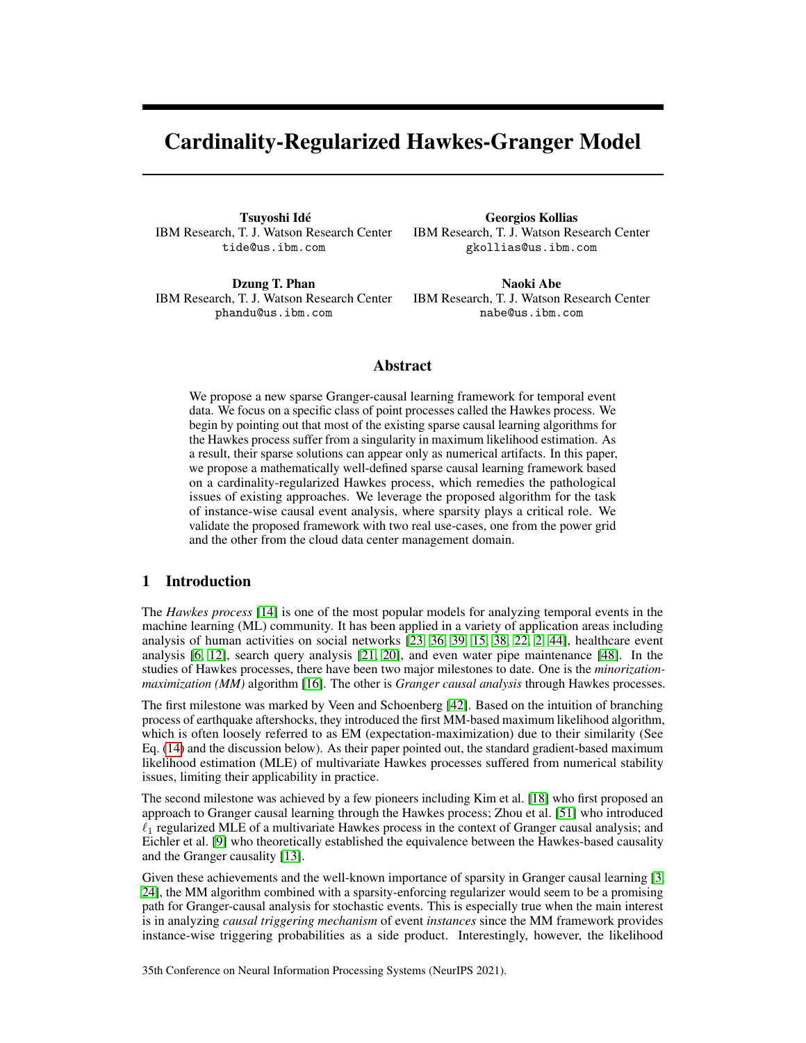# Cardinality-Regularized Hawkes-Granger Model

**Tsuyoshi Idé**
IBM Research, T. J. Watson Research Center
tide@us.ibm.com

**Georgios Kollias**
IBM Research, T. J. Watson Research Center
gkollias@us.ibm.com

**Dzung T. Phan**
IBM Research, T. J. Watson Research Center
phandu@us.ibm.com

**Naoki Abe**
IBM Research, T. J. Watson Research Center
nabe@us.ibm.com

## Abstract

We propose a new sparse Granger-causal learning framework for temporal event data. We focus on a specific class of point processes called the Hawkes process. We begin by pointing out that most of the existing sparse causal learning algorithms for the Hawkes process suffer from a singularity in maximum likelihood estimation. As a result, their sparse solutions can appear only as numerical artifacts. In this paper, we propose a mathematically well-defined sparse causal learning framework based on a cardinality-regularized Hawkes process, which remedies the pathological issues of existing approaches. We leverage the proposed algorithm for the task of instance-wise causal event analysis, where sparsity plays a critical role. We validate the proposed framework with two real use-cases, one from the power grid and the other from the cloud data center management domain.

## 1 Introduction

The *Hawkes process* [14] is one of the most popular models for analyzing temporal events in the machine learning (ML) community. It has been applied in a variety of application areas including analysis of human activities on social networks [23, 36, 39, 15, 38, 22, 2, 44], healthcare event analysis [6, 12], search query analysis [21, 20], and even water pipe maintenance [48]. In the studies of Hawkes processes, there have been two major milestones to date. One is the *minorization-maximization (MM)* algorithm [16]. The other is *Granger causal analysis* through Hawkes processes.

The first milestone was marked by Veen and Schoenberg [42]. Based on the intuition of branching process of earthquake aftershocks, they introduced the first MM-based maximum likelihood algorithm, which is often loosely referred to as EM (expectation-maximization) due to their similarity (See Eq. (14) and the discussion below). As their paper pointed out, the standard gradient-based maximum likelihood estimation (MLE) of multivariate Hawkes processes suffered from numerical stability issues, limiting their applicability in practice.

The second milestone was achieved by a few pioneers including Kim et al. [18] who first proposed an approach to Granger causal learning through the Hawkes process; Zhou et al. [51] who introduced $\ell_1$ regularized MLE of a multivariate Hawkes process in the context of Granger causal analysis; and Eichler et al. [9] who theoretically established the equivalence between the Hawkes-based causality and the Granger causality [13].

Given these achievements and the well-known importance of sparsity in Granger causal learning [3, 24], the MM algorithm combined with a sparsity-enforcing regularizer would seem to be a promising path for Granger-causal analysis for stochastic events. This is especially true when the main interest is in analyzing *causal triggering mechanism* of event *instances* since the MM framework provides instance-wise triggering probabilities as a side product. Interestingly, however, the likelihood

35th Conference on Neural Information Processing Systems (NeurIPS 2021).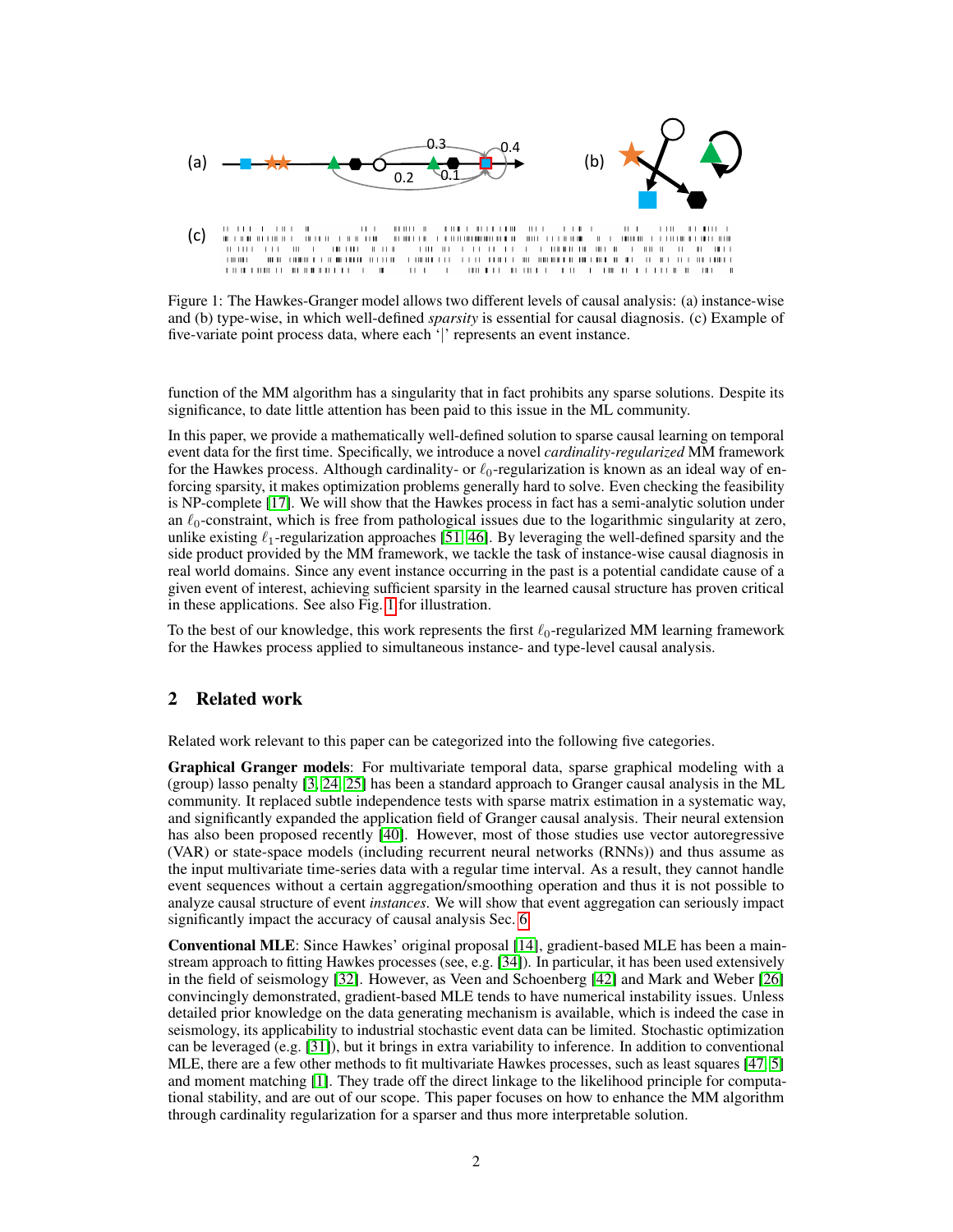Figure 1: The Hawkes-Granger model allows two different levels of causal analysis: (a) instance-wise and (b) type-wise, in which well-defined *sparsity* is essential for causal diagnosis. (c) Example of five-variate point process data, where each '|' represents an event instance.

function of the MM algorithm has a singularity that in fact prohibits any sparse solutions. Despite its significance, to date little attention has been paid to this issue in the ML community.

In this paper, we provide a mathematically well-defined solution to sparse causal learning on temporal event data for the first time. Specifically, we introduce a novel *cardinality-regularized* MM framework for the Hawkes process. Although cardinality- or $\ell_0$-regularization is known as an ideal way of enforcing sparsity, it makes optimization problems generally hard to solve. Even checking the feasibility is NP-complete [17]. We will show that the Hawkes process in fact has a semi-analytic solution under an $\ell_0$-constraint, which is free from pathological issues due to the logarithmic singularity at zero, unlike existing $\ell_1$-regularization approaches [51, 46]. By leveraging the well-defined sparsity and the side product provided by the MM framework, we tackle the task of instance-wise causal diagnosis in real world domains. Since any event instance occurring in the past is a potential candidate cause of a given event of interest, achieving sufficient sparsity in the learned causal structure has proven critical in these applications. See also Fig. 1 for illustration.

To the best of our knowledge, this work represents the first $\ell_0$-regularized MM learning framework for the Hawkes process applied to simultaneous instance- and type-level causal analysis.

## 2 Related work

Related work relevant to this paper can be categorized into the following five categories.

**Graphical Granger models**: For multivariate temporal data, sparse graphical modeling with a (group) lasso penalty [3, 24, 25] has been a standard approach to Granger causal analysis in the ML community. It replaced subtle independence tests with sparse matrix estimation in a systematic way, and significantly expanded the application field of Granger causal analysis. Their neural extension has also been proposed recently [40]. However, most of those studies use vector autoregressive (VAR) or state-space models (including recurrent neural networks (RNNs)) and thus assume as the input multivariate time-series data with a regular time interval. As a result, they cannot handle event sequences without a certain aggregation/smoothing operation and thus it is not possible to analyze causal structure of event *instances*. We will show that event aggregation can seriously impact significantly impact the accuracy of causal analysis Sec. 6.

**Conventional MLE**: Since Hawkes' original proposal [14], gradient-based MLE has been a mainstream approach to fitting Hawkes processes (see, e.g. [34]). In particular, it has been used extensively in the field of seismology [32]. However, as Veen and Schoenberg [42] and Mark and Weber [26] convincingly demonstrated, gradient-based MLE tends to have numerical instability issues. Unless detailed prior knowledge on the data generating mechanism is available, which is indeed the case in seismology, its applicability to industrial stochastic event data can be limited. Stochastic optimization can be leveraged (e.g. [31]), but it brings in extra variability to inference. In addition to conventional MLE, there are a few other methods to fit multivariate Hawkes processes, such as least squares [47, 5] and moment matching [1]. They trade off the direct linkage to the likelihood principle for computational stability, and are out of our scope. This paper focuses on how to enhance the MM algorithm through cardinality regularization for a sparser and thus more interpretable solution.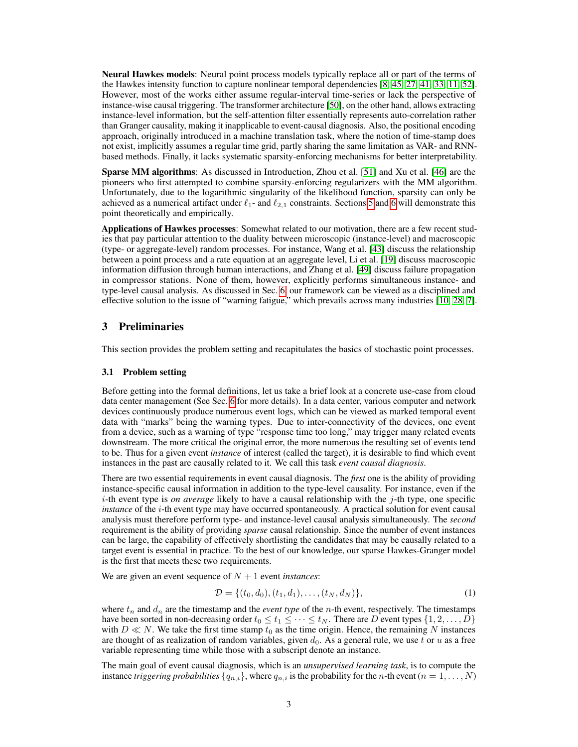**Neural Hawkes models**: Neural point process models typically replace all or part of the terms of the Hawkes intensity function to capture nonlinear temporal dependencies [8, 45, 27, 41, 33, 11, 52]. However, most of the works either assume regular-interval time-series or lack the perspective of instance-wise causal triggering. The transformer architecture [50], on the other hand, allows extracting instance-level information, but the self-attention filter essentially represents auto-correlation rather than Granger causality, making it inapplicable to event-causal diagnosis. Also, the positional encoding approach, originally introduced in a machine translation task, where the notion of time-stamp does not exist, implicitly assumes a regular time grid, partly sharing the same limitation as VAR- and RNN-based methods. Finally, it lacks systematic sparsity-enforcing mechanisms for better interpretability.

**Sparse MM algorithms**: As discussed in Introduction, Zhou et al. [51] and Xu et al. [46] are the pioneers who first attempted to combine sparsity-enforcing regularizers with the MM algorithm. Unfortunately, due to the logarithmic singularity of the likelihood function, sparsity can only be achieved as a numerical artifact under $\ell_1$- and $\ell_{2,1}$ constraints. Sections 5 and 6 will demonstrate this point theoretically and empirically.

**Applications of Hawkes processes**: Somewhat related to our motivation, there are a few recent studies that pay particular attention to the duality between microscopic (instance-level) and macroscopic (type- or aggregate-level) random processes. For instance, Wang et al. [43] discuss the relationship between a point process and a rate equation at an aggregate level, Li et al. [19] discuss macroscopic information diffusion through human interactions, and Zhang et al. [49] discuss failure propagation in compressor stations. None of them, however, explicitly performs simultaneous instance- and type-level causal analysis. As discussed in Sec. 6, our framework can be viewed as a disciplined and effective solution to the issue of "warning fatigue," which prevails across many industries [10, 28, 7].

## 3 Preliminaries

This section provides the problem setting and recapitulates the basics of stochastic point processes.

### 3.1 Problem setting

Before getting into the formal definitions, let us take a brief look at a concrete use-case from cloud data center management (See Sec. 6 for more details). In a data center, various computer and network devices continuously produce numerous event logs, which can be viewed as marked temporal event data with "marks" being the warning types. Due to inter-connectivity of the devices, one event from a device, such as a warning of type "response time too long," may trigger many related events downstream. The more critical the original error, the more numerous the resulting set of events tend to be. Thus for a given event *instance* of interest (called the target), it is desirable to find which event instances in the past are causally related to it. We call this task *event causal diagnosis*.

There are two essential requirements in event causal diagnosis. The *first* one is the ability of providing instance-specific causal information in addition to the type-level causality. For instance, even if the $i$-th event type is *on average* likely to have a causal relationship with the $j$-th type, one specific *instance* of the $i$-th event type may have occurred spontaneously. A practical solution for event causal analysis must therefore perform type- and instance-level causal analysis simultaneously. The *second* requirement is the ability of providing *sparse* causal relationship. Since the number of event instances can be large, the capability of effectively shortlisting the candidates that may be causally related to a target event is essential in practice. To the best of our knowledge, our sparse Hawkes-Granger model is the first that meets these two requirements.

We are given an event sequence of $N+1$ event *instances*:

$$\mathcal{D} = \{(t_0, d_0), (t_1, d_1), \ldots, (t_N, d_N)\}, \tag{1}$$

where $t_n$ and $d_n$ are the timestamp and the *event type* of the $n$-th event, respectively. The timestamps have been sorted in non-decreasing order $t_0 \leq t_1 \leq \cdots \leq t_N$. There are $D$ event types $\{1, 2, \ldots, D\}$ with $D \ll N$. We take the first time stamp $t_0$ as the time origin. Hence, the remaining $N$ instances are thought of as realization of random variables, given $d_0$. As a general rule, we use $t$ or $u$ as a free variable representing time while those with a subscript denote an instance.

The main goal of event causal diagnosis, which is an *unsupervised learning task*, is to compute the instance *triggering probabilities* $\{q_{n,i}\}$, where $q_{n,i}$ is the probability for the $n$-th event ($n = 1, \ldots, N$)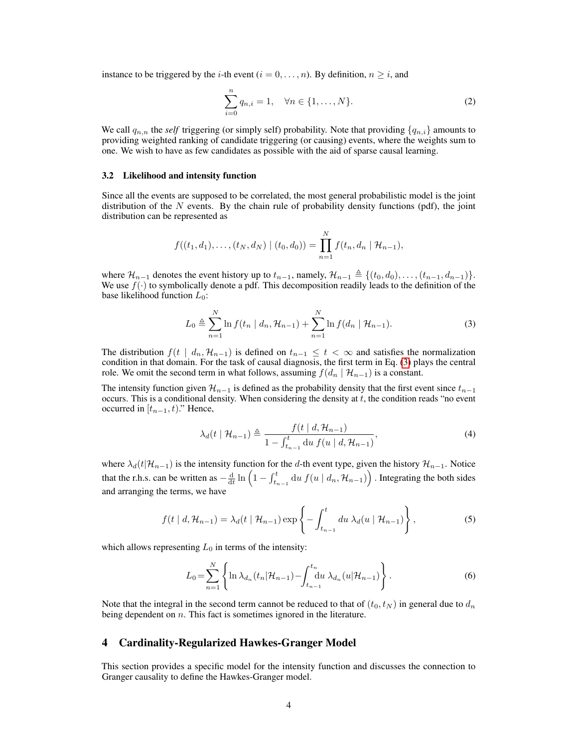instance to be triggered by the $i$-th event ($i = 0, \dots, n$). By definition, $n \geq i$, and

$$\sum_{i=0}^{n} q_{n,i} = 1, \quad \forall n \in \{1, \dots, N\}. \tag{2}$$

We call $q_{n,n}$ the *self* triggering (or simply self) probability. Note that providing $\{q_{n,i}\}$ amounts to providing weighted ranking of candidate triggering (or causing) events, where the weights sum to one. We wish to have as few candidates as possible with the aid of sparse causal learning.

### 3.2 Likelihood and intensity function

Since all the events are supposed to be correlated, the most general probabilistic model is the joint distribution of the $N$ events. By the chain rule of probability density functions (pdf), the joint distribution can be represented as

$$f((t_1, d_1), \dots, (t_N, d_N) \mid (t_0, d_0)) = \prod_{n=1}^{N} f(t_n, d_n \mid \mathcal{H}_{n-1}),$$

where $\mathcal{H}_{n-1}$ denotes the event history up to $t_{n-1}$, namely, $\mathcal{H}_{n-1} \triangleq \{(t_0, d_0), \dots, (t_{n-1}, d_{n-1})\}$. We use $f(\cdot)$ to symbolically denote a pdf. This decomposition readily leads to the definition of the base likelihood function $L_0$:

$$L_0 \triangleq \sum_{n=1}^{N} \ln f(t_n \mid d_n, \mathcal{H}_{n-1}) + \sum_{n=1}^{N} \ln f(d_n \mid \mathcal{H}_{n-1}). \tag{3}$$

The distribution $f(t \mid d_n, \mathcal{H}_{n-1})$ is defined on $t_{n-1} \leq t < \infty$ and satisfies the normalization condition in that domain. For the task of causal diagnosis, the first term in Eq. (3) plays the central role. We omit the second term in what follows, assuming $f(d_n \mid \mathcal{H}_{n-1})$ is a constant.

The intensity function given $\mathcal{H}_{n-1}$ is defined as the probability density that the first event since $t_{n-1}$ occurs. This is a conditional density. When considering the density at $t$, the condition reads "no event occurred in $[t_{n-1}, t)$." Hence,

$$\lambda_d(t \mid \mathcal{H}_{n-1}) \triangleq \frac{f(t \mid d, \mathcal{H}_{n-1})}{1 - \int_{t_{n-1}}^{t} \mathrm{d}u \, f(u \mid d, \mathcal{H}_{n-1})}, \tag{4}$$

where $\lambda_d(t|\mathcal{H}_{n-1})$ is the intensity function for the $d$-th event type, given the history $\mathcal{H}_{n-1}$. Notice that the r.h.s. can be written as $-\frac{\mathrm{d}}{\mathrm{d}t} \ln \left(1 - \int_{t_{n-1}}^{t} \mathrm{d}u \, f(u \mid d_n, \mathcal{H}_{n-1})\right)$. Integrating the both sides and arranging the terms, we have

$$f(t \mid d, \mathcal{H}_{n-1}) = \lambda_d(t \mid \mathcal{H}_{n-1}) \exp\left\{ - \int_{t_{n-1}}^{t} du \, \lambda_d(u \mid \mathcal{H}_{n-1}) \right\}, \tag{5}$$

which allows representing $L_0$ in terms of the intensity:

$$L_0 = \sum_{n=1}^{N} \left\{ \ln \lambda_{d_n}(t_n | \mathcal{H}_{n-1}) - \int_{t_{n-1}}^{t_n} \mathrm{d}u \, \lambda_{d_n}(u | \mathcal{H}_{n-1}) \right\}. \tag{6}$$

Note that the integral in the second term cannot be reduced to that of $(t_0, t_N)$ in general due to $d_n$ being dependent on $n$. This fact is sometimes ignored in the literature.

## 4 Cardinality-Regularized Hawkes-Granger Model

This section provides a specific model for the intensity function and discusses the connection to Granger causality to define the Hawkes-Granger model.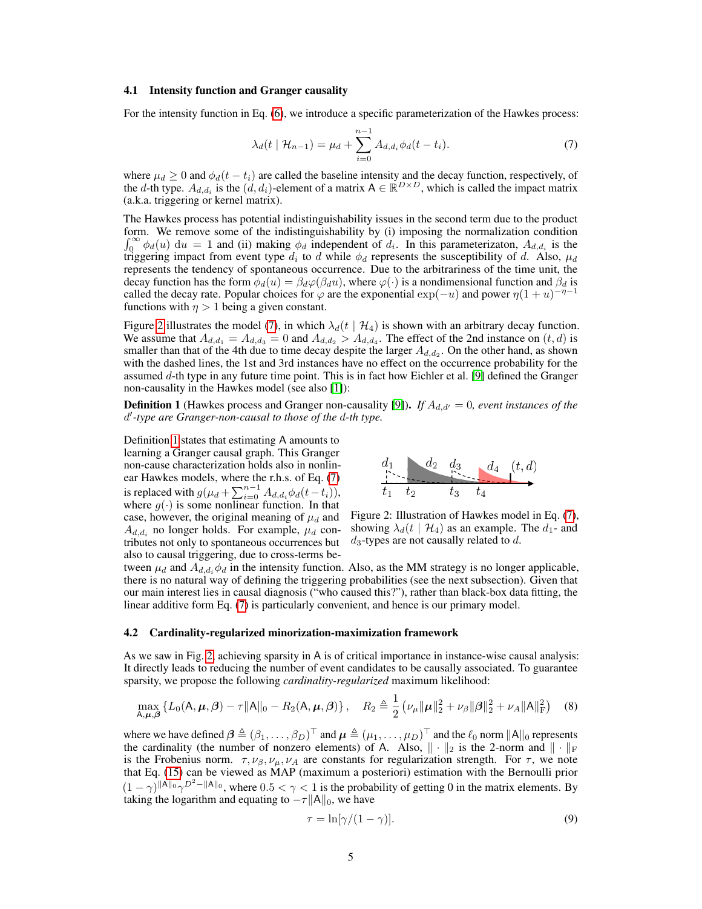### 4.1 Intensity function and Granger causality

For the intensity function in Eq. (6), we introduce a specific parameterization of the Hawkes process:

$$\lambda_d(t \mid \mathcal{H}_{n-1}) = \mu_d + \sum_{i=0}^{n-1} A_{d,d_i} \phi_d(t - t_i). \tag{7}$$

where $\mu_d \geq 0$ and $\phi_d(t - t_i)$ are called the baseline intensity and the decay function, respectively, of the $d$-th type. $A_{d,d_i}$ is the $(d, d_i)$-element of a matrix $\mathsf{A} \in \mathbb{R}^{D \times D}$, which is called the impact matrix (a.k.a. triggering or kernel matrix).

The Hawkes process has potential indistinguishability issues in the second term due to the product form. We remove some of the indistinguishability by (i) imposing the normalization condition $\int_0^\infty \phi_d(u)\ \mathrm{d}u = 1$ and (ii) making $\phi_d$ independent of $d_i$. In this parameterizaton, $A_{d,d_i}$ is the triggering impact from event type $d_i$ to $d$ while $\phi_d$ represents the susceptibility of $d$. Also, $\mu_d$ represents the tendency of spontaneous occurrence. Due to the arbitrariness of the time unit, the decay function has the form $\phi_d(u) = \beta_d \varphi(\beta_d u)$, where $\varphi(\cdot)$ is a nondimensional function and $\beta_d$ is called the decay rate. Popular choices for $\varphi$ are the exponential $\exp(-u)$ and power $\eta(1+u)^{-\eta-1}$ functions with $\eta > 1$ being a given constant.

Figure 2 illustrates the model (7), in which $\lambda_d(t \mid \mathcal{H}_4)$ is shown with an arbitrary decay function. We assume that $A_{d,d_1} = A_{d,d_3} = 0$ and $A_{d,d_2} > A_{d,d_4}$. The effect of the 2nd instance on $(t, d)$ is smaller than that of the 4th due to time decay despite the larger $A_{d,d_2}$. On the other hand, as shown with the dashed lines, the 1st and 3rd instances have no effect on the occurrence probability for the assumed $d$-th type in any future time point. This is in fact how Eichler et al. [9] defined the Granger non-causality in the Hawkes model (see also [1]):

**Definition 1** (Hawkes process and Granger non-causality [9]). *If $A_{d,d'} = 0$, event instances of the $d'$-type are Granger-non-causal to those of the $d$-th type.*

Definition 1 states that estimating $\mathsf{A}$ amounts to learning a Granger causal graph. This Granger non-cause characterization holds also in nonlinear Hawkes models, where the r.h.s. of Eq. (7) is replaced with $g(\mu_d + \sum_{i=0}^{n-1} A_{d,d_i} \phi_d(t - t_i))$, where $g(\cdot)$ is some nonlinear function. In that case, however, the original meaning of $\mu_d$ and $A_{d,d_i}$ no longer holds. For example, $\mu_d$ contributes not only to spontaneous occurrences but also to causal triggering, due to cross-terms between $\mu_d$ and $A_{d,d_i}\phi_d$ in the intensity function. Also, as the MM strategy is no longer applicable, there is no natural way of defining the triggering probabilities (see the next subsection). Given that our main interest lies in causal diagnosis ("who caused this?"), rather than black-box data fitting, the linear additive form Eq. (7) is particularly convenient, and hence is our primary model.

Figure 2: Illustration of Hawkes model in Eq. (7), showing $\lambda_d(t \mid \mathcal{H}_4)$ as an example. The $d_1$- and $d_3$-types are not causally related to $d$.

### 4.2 Cardinality-regularized minorization-maximization framework

As we saw in Fig. 2, achieving sparsity in $\mathsf{A}$ is of critical importance in instance-wise causal analysis: It directly leads to reducing the number of event candidates to be causally associated. To guarantee sparsity, we propose the following *cardinality-regularized* maximum likelihood:

$$\max_{\mathsf{A},\boldsymbol{\mu},\boldsymbol{\beta}} \left\{ L_0(\mathsf{A}, \boldsymbol{\mu}, \boldsymbol{\beta}) - \tau \|\mathsf{A}\|_0 - R_2(\mathsf{A}, \boldsymbol{\mu}, \boldsymbol{\beta}) \right\}, \quad R_2 \triangleq \frac{1}{2}\left(\nu_\mu \|\boldsymbol{\mu}\|_2^2 + \nu_\beta \|\boldsymbol{\beta}\|_2^2 + \nu_A \|\mathsf{A}\|_\mathrm{F}^2\right) \tag{8}$$

where we have defined $\boldsymbol{\beta} \triangleq (\beta_1, \ldots, \beta_D)^\top$ and $\boldsymbol{\mu} \triangleq (\mu_1, \ldots, \mu_D)^\top$ and the $\ell_0$ norm $\|\mathsf{A}\|_0$ represents the cardinality (the number of nonzero elements) of $\mathsf{A}$. Also, $\|\cdot\|_2$ is the 2-norm and $\|\cdot\|_\mathrm{F}$ is the Frobenius norm. $\tau, \nu_\beta, \nu_\mu, \nu_A$ are constants for regularization strength. For $\tau$, we note that Eq. (15) can be viewed as MAP (maximum a posteriori) estimation with the Bernoulli prior $(1-\gamma)^{\|\mathsf{A}\|_0} \gamma^{D^2 - \|\mathsf{A}\|_0}$, where $0.5 < \gamma < 1$ is the probability of getting 0 in the matrix elements. By taking the logarithm and equating to $-\tau\|\mathsf{A}\|_0$, we have

$$\tau = \ln[\gamma/(1-\gamma)]. \tag{9}$$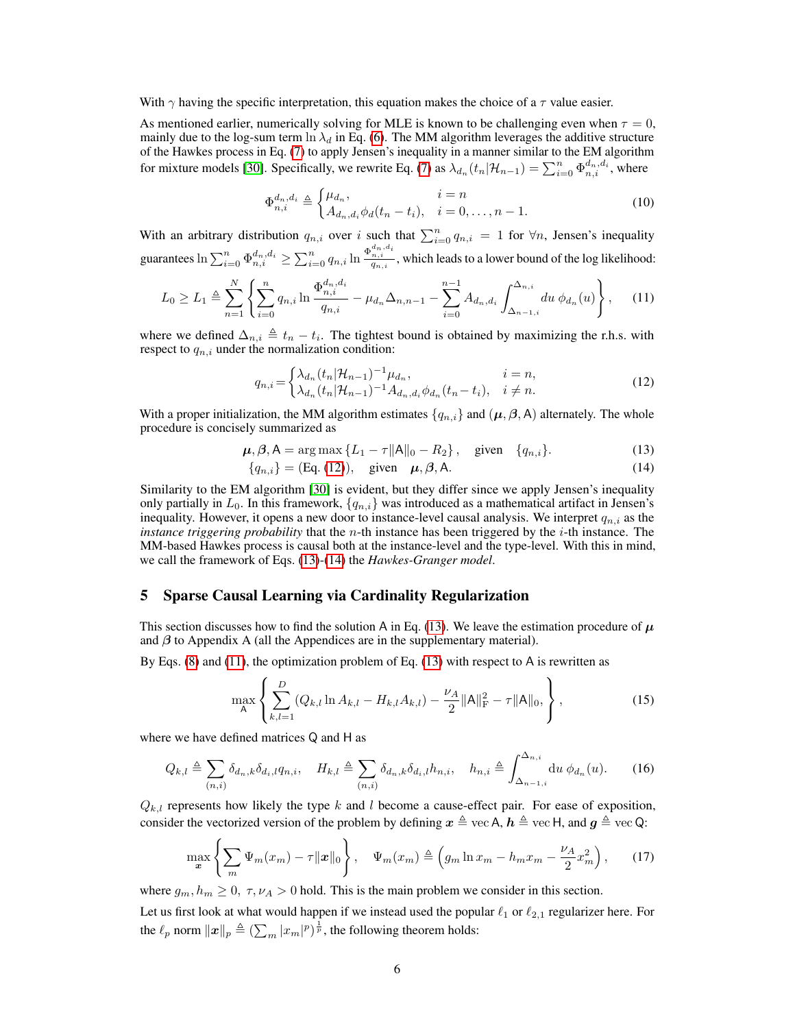With $\gamma$ having the specific interpretation, this equation makes the choice of a $\tau$ value easier.

As mentioned earlier, numerically solving for MLE is known to be challenging even when $\tau = 0$, mainly due to the log-sum term $\ln \lambda_d$ in Eq. (6). The MM algorithm leverages the additive structure of the Hawkes process in Eq. (7) to apply Jensen's inequality in a manner similar to the EM algorithm for mixture models [30]. Specifically, we rewrite Eq. (7) as $\lambda_{d_n}(t_n|\mathcal{H}_{n-1}) = \sum_{i=0}^{n} \Phi_{n,i}^{d_n,d_i}$, where

$$
\Phi_{n,i}^{d_n,d_i} \triangleq \begin{cases} \mu_{d_n}, & i = n \\ A_{d_n,d_i}\phi_d(t_n - t_i), & i = 0, \ldots, n-1. \end{cases} \tag{10}
$$

With an arbitrary distribution $q_{n,i}$ over $i$ such that $\sum_{i=0}^{n} q_{n,i} = 1$ for $\forall n$, Jensen's inequality guarantees $\ln \sum_{i=0}^{n} \Phi_{n,i}^{d_n,d_i} \geq \sum_{i=0}^{n} q_{n,i} \ln \frac{\Phi_{n,i}^{d_n,d_i}}{q_{n,i}}$, which leads to a lower bound of the log likelihood:

$$
L_0 \geq L_1 \triangleq \sum_{n=1}^{N} \left\{ \sum_{i=0}^{n} q_{n,i} \ln \frac{\Phi_{n,i}^{d_n,d_i}}{q_{n,i}} - \mu_{d_n}\Delta_{n,n-1} - \sum_{i=0}^{n-1} A_{d_n,d_i} \int_{\Delta_{n-1,i}}^{\Delta_{n,i}} du\, \phi_{d_n}(u) \right\}, \tag{11}
$$

where we defined $\Delta_{n,i} \triangleq t_n - t_i$. The tightest bound is obtained by maximizing the r.h.s. with respect to $q_{n,i}$ under the normalization condition:

$$
q_{n,i} = \begin{cases} \lambda_{d_n}(t_n|\mathcal{H}_{n-1})^{-1}\mu_{d_n}, & i = n, \\ \lambda_{d_n}(t_n|\mathcal{H}_{n-1})^{-1}A_{d_n,d_i}\phi_{d_n}(t_n - t_i), & i \neq n. \end{cases} \tag{12}
$$

With a proper initialization, the MM algorithm estimates $\{q_{n,i}\}$ and $(\boldsymbol{\mu}, \boldsymbol{\beta}, \mathsf{A})$ alternately. The whole procedure is concisely summarized as

$$
\boldsymbol{\mu}, \boldsymbol{\beta}, \mathsf{A} = \arg\max \{L_1 - \tau\|\mathsf{A}\|_0 - R_2\}, \quad \text{given} \quad \{q_{n,i}\}. \tag{13}
$$

$$
\{q_{n,i}\} = (\text{Eq. (12)}), \quad \text{given} \quad \boldsymbol{\mu}, \boldsymbol{\beta}, \mathsf{A}. \tag{14}
$$

Similarity to the EM algorithm [30] is evident, but they differ since we apply Jensen's inequality only partially in $L_0$. In this framework, $\{q_{n,i}\}$ was introduced as a mathematical artifact in Jensen's inequality. However, it opens a new door to instance-level causal analysis. We interpret $q_{n,i}$ as the *instance triggering probability* that the $n$-th instance has been triggered by the $i$-th instance. The MM-based Hawkes process is causal both at the instance-level and the type-level. With this in mind, we call the framework of Eqs. (13)-(14) the *Hawkes-Granger model*.

## 5 Sparse Causal Learning via Cardinality Regularization

This section discusses how to find the solution $\mathsf{A}$ in Eq. (13). We leave the estimation procedure of $\boldsymbol{\mu}$ and $\boldsymbol{\beta}$ to Appendix A (all the Appendices are in the supplementary material).

By Eqs. (8) and (11), the optimization problem of Eq. (13) with respect to $\mathsf{A}$ is rewritten as

$$
\max_{\mathsf{A}} \left\{ \sum_{k,l=1}^{D} (Q_{k,l} \ln A_{k,l} - H_{k,l}A_{k,l}) - \frac{\nu_A}{2}\|\mathsf{A}\|_{\mathrm{F}}^2 - \tau\|\mathsf{A}\|_0, \right\}, \tag{15}
$$

where we have defined matrices $\mathsf{Q}$ and $\mathsf{H}$ as

$$
Q_{k,l} \triangleq \sum_{(n,i)} \delta_{d_n,k}\delta_{d_i,l}q_{n,i}, \quad H_{k,l} \triangleq \sum_{(n,i)} \delta_{d_n,k}\delta_{d_i,l}h_{n,i}, \quad h_{n,i} \triangleq \int_{\Delta_{n-1,i}}^{\Delta_{n,i}} \mathrm{d}u\, \phi_{d_n}(u). \tag{16}
$$

$Q_{k,l}$ represents how likely the type $k$ and $l$ become a cause-effect pair. For ease of exposition, consider the vectorized version of the problem by defining $\boldsymbol{x} \triangleq \operatorname{vec}\mathsf{A}$, $\boldsymbol{h} \triangleq \operatorname{vec}\mathsf{H}$, and $\boldsymbol{g} \triangleq \operatorname{vec}\mathsf{Q}$:

$$
\max_{\boldsymbol{x}} \left\{ \sum_m \Psi_m(x_m) - \tau\|\boldsymbol{x}\|_0 \right\}, \quad \Psi_m(x_m) \triangleq \left( g_m \ln x_m - h_m x_m - \frac{\nu_A}{2}x_m^2 \right), \tag{17}
$$

where $g_m, h_m \geq 0$, $\tau, \nu_A > 0$ hold. This is the main problem we consider in this section.

Let us first look at what would happen if we instead used the popular $\ell_1$ or $\ell_{2,1}$ regularizer here. For the $\ell_p$ norm $\|\boldsymbol{x}\|_p \triangleq (\sum_m |x_m|^p)^{\frac{1}{p}}$, the following theorem holds: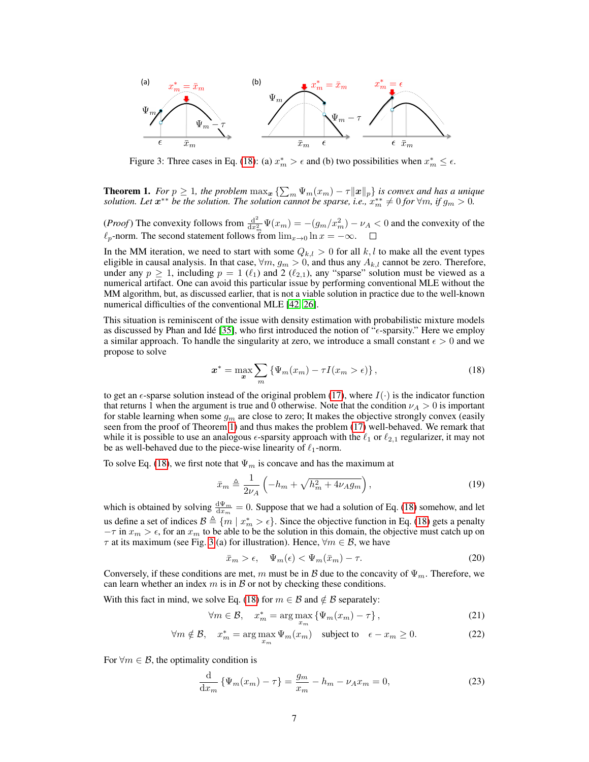Figure 3: Three cases in Eq. (18): (a) $x_m^* > \epsilon$ and (b) two possibilities when $x_m^* \leq \epsilon$.

**Theorem 1.** *For $p \geq 1$, the problem $\max_{\boldsymbol{x}} \{\sum_m \Psi_m(x_m) - \tau \|\boldsymbol{x}\|_p\}$ is convex and has a unique solution. Let $\boldsymbol{x}^{**}$ be the solution. The solution cannot be sparse, i.e., $x_m^{**} \neq 0$ for $\forall m$, if $g_m > 0$.*

(*Proof*) The convexity follows from $\frac{\mathrm{d}^2}{\mathrm{d}x_m^2} \Psi(x_m) = -(g_m/x_m^2) - \nu_A < 0$ and the convexity of the $\ell_p$-norm. The second statement follows from $\lim_{x \to 0} \ln x = -\infty$. □

In the MM iteration, we need to start with some $Q_{k,l} > 0$ for all $k, l$ to make all the event types eligible in causal analysis. In that case, $\forall m$, $g_m > 0$, and thus any $A_{k,l}$ cannot be zero. Therefore, under any $p \geq 1$, including $p = 1$ ($\ell_1$) and 2 ($\ell_{2,1}$), any "sparse" solution must be viewed as a numerical artifact. One can avoid this particular issue by performing conventional MLE without the MM algorithm, but, as discussed earlier, that is not a viable solution in practice due to the well-known numerical difficulties of the conventional MLE [42, 26].

This situation is reminiscent of the issue with density estimation with probabilistic mixture models as discussed by Phan and Idé [35], who first introduced the notion of "$\epsilon$-sparsity." Here we employ a similar approach. To handle the singularity at zero, we introduce a small constant $\epsilon > 0$ and we propose to solve

$$\boldsymbol{x}^* = \max_{\boldsymbol{x}} \sum_m \left\{ \Psi_m(x_m) - \tau I(x_m > \epsilon) \right\}, \tag{18}$$

to get an $\epsilon$-sparse solution instead of the original problem (17), where $I(\cdot)$ is the indicator function that returns 1 when the argument is true and 0 otherwise. Note that the condition $\nu_A > 0$ is important for stable learning when some $g_m$ are close to zero; It makes the objective strongly convex (easily seen from the proof of Theorem 1) and thus makes the problem (17) well-behaved. We remark that while it is possible to use an analogous $\epsilon$-sparsity approach with the $\ell_1$ or $\ell_{2,1}$ regularizer, it may not be as well-behaved due to the piece-wise linearity of $\ell_1$-norm.

To solve Eq. (18), we first note that $\Psi_m$ is concave and has the maximum at

$$\bar{x}_m \triangleq \frac{1}{2\nu_A} \left( -h_m + \sqrt{h_m^2 + 4\nu_A g_m} \right), \tag{19}$$

which is obtained by solving $\frac{\mathrm{d}\Psi_m}{\mathrm{d}x_m} = 0$. Suppose that we had a solution of Eq. (18) somehow, and let us define a set of indices $\mathcal{B} \triangleq \{m \mid x_m^* > \epsilon\}$. Since the objective function in Eq. (18) gets a penalty $-\tau$ in $x_m > \epsilon$, for an $x_m$ to be able to be the solution in this domain, the objective must catch up on $\tau$ at its maximum (see Fig. 3 (a) for illustration). Hence, $\forall m \in \mathcal{B}$, we have

$$\bar{x}_m > \epsilon, \quad \Psi_m(\epsilon) < \Psi_m(\bar{x}_m) - \tau. \tag{20}$$

Conversely, if these conditions are met, $m$ must be in $\mathcal{B}$ due to the concavity of $\Psi_m$. Therefore, we can learn whether an index $m$ is in $\mathcal{B}$ or not by checking these conditions.

With this fact in mind, we solve Eq. (18) for $m \in \mathcal{B}$ and $\notin \mathcal{B}$ separately:

$$\forall m \in \mathcal{B}, \quad x_m^* = \arg\max_{x_m} \left\{ \Psi_m(x_m) - \tau \right\}, \tag{21}$$

$$\forall m \notin \mathcal{B}, \quad x_m^* = \arg\max_{x_m} \Psi_m(x_m) \quad \text{subject to} \quad \epsilon - x_m \geq 0. \tag{22}$$

For $\forall m \in \mathcal{B}$, the optimality condition is

$$\frac{\mathrm{d}}{\mathrm{d}x_m} \left\{ \Psi_m(x_m) - \tau \right\} = \frac{g_m}{x_m} - h_m - \nu_A x_m = 0, \tag{23}$$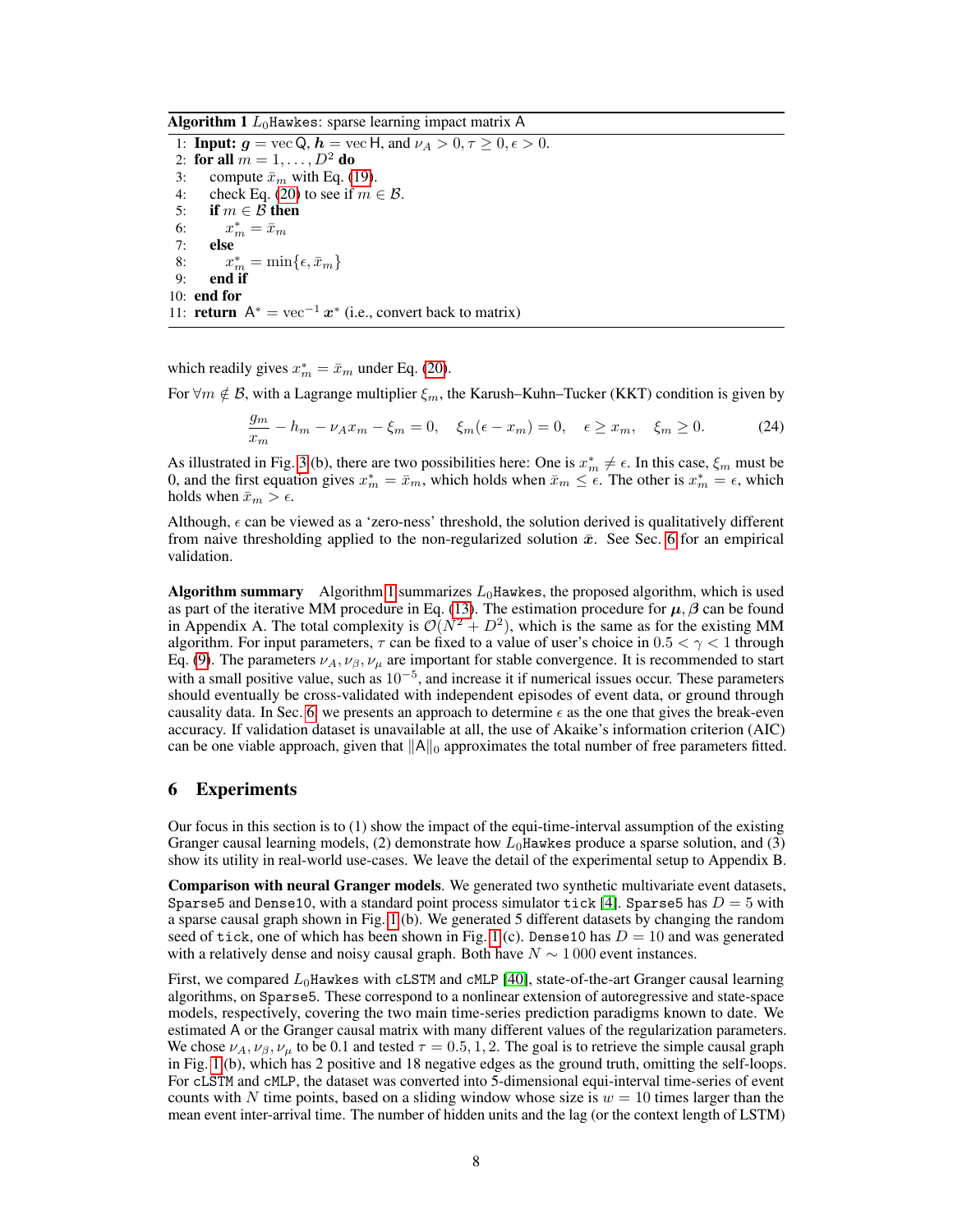**Algorithm 1** $L_0$`Hawkes`: sparse learning impact matrix A

1: **Input:** $\boldsymbol{g} = \mathrm{vec}\,\mathsf{Q}$, $\boldsymbol{h} = \mathrm{vec}\,\mathsf{H}$, and $\nu_A > 0, \tau \geq 0, \epsilon > 0$.
2: **for all** $m = 1, \ldots, D^2$ **do**
3: &nbsp;&nbsp;&nbsp;&nbsp;compute $\bar{x}_m$ with Eq. (19).
4: &nbsp;&nbsp;&nbsp;&nbsp;check Eq. (20) to see if $m \in \mathcal{B}$.
5: &nbsp;&nbsp;&nbsp;&nbsp;**if** $m \in \mathcal{B}$ **then**
6: &nbsp;&nbsp;&nbsp;&nbsp;&nbsp;&nbsp;&nbsp;&nbsp;$x_m^* = \bar{x}_m$
7: &nbsp;&nbsp;&nbsp;&nbsp;**else**
8: &nbsp;&nbsp;&nbsp;&nbsp;&nbsp;&nbsp;&nbsp;&nbsp;$x_m^* = \min\{\epsilon, \bar{x}_m\}$
9: &nbsp;&nbsp;&nbsp;&nbsp;**end if**
10: **end for**
11: **return** $\mathsf{A}^* = \mathrm{vec}^{-1}\,\boldsymbol{x}^*$ (i.e., convert back to matrix)

which readily gives $x_m^* = \bar{x}_m$ under Eq. (20).

For $\forall m \notin \mathcal{B}$, with a Lagrange multiplier $\xi_m$, the Karush–Kuhn–Tucker (KKT) condition is given by

$$\frac{g_m}{x_m} - h_m - \nu_A x_m - \xi_m = 0, \quad \xi_m(\epsilon - x_m) = 0, \quad \epsilon \geq x_m, \quad \xi_m \geq 0. \tag{24}$$

As illustrated in Fig. 3 (b), there are two possibilities here: One is $x_m^* \neq \epsilon$. In this case, $\xi_m$ must be 0, and the first equation gives $x_m^* = \bar{x}_m$, which holds when $\bar{x}_m \leq \epsilon$. The other is $x_m^* = \epsilon$, which holds when $\bar{x}_m > \epsilon$.

Although, $\epsilon$ can be viewed as a 'zero-ness' threshold, the solution derived is qualitatively different from naive thresholding applied to the non-regularized solution $\bar{\boldsymbol{x}}$. See Sec. 6 for an empirical validation.

**Algorithm summary** Algorithm 1 summarizes $L_0$`Hawkes`, the proposed algorithm, which is used as part of the iterative MM procedure in Eq. (13). The estimation procedure for $\boldsymbol{\mu}, \boldsymbol{\beta}$ can be found in Appendix A. The total complexity is $\mathcal{O}(N^2 + D^2)$, which is the same as for the existing MM algorithm. For input parameters, $\tau$ can be fixed to a value of user's choice in $0.5 < \gamma < 1$ through Eq. (9). The parameters $\nu_A, \nu_\beta, \nu_\mu$ are important for stable convergence. It is recommended to start with a small positive value, such as $10^{-5}$, and increase it if numerical issues occur. These parameters should eventually be cross-validated with independent episodes of event data, or ground through causality data. In Sec. 6, we presents an approach to determine $\epsilon$ as the one that gives the break-even accuracy. If validation dataset is unavailable at all, the use of Akaike's information criterion (AIC) can be one viable approach, given that $\|\mathsf{A}\|_0$ approximates the total number of free parameters fitted.

## 6 Experiments

Our focus in this section is to (1) show the impact of the equi-time-interval assumption of the existing Granger causal learning models, (2) demonstrate how $L_0$`Hawkes` produce a sparse solution, and (3) show its utility in real-world use-cases. We leave the detail of the experimental setup to Appendix B.

**Comparison with neural Granger models**. We generated two synthetic multivariate event datasets, `Sparse5` and `Dense10`, with a standard point process simulator `tick` [4]. `Sparse5` has $D = 5$ with a sparse causal graph shown in Fig. 1 (b). We generated 5 different datasets by changing the random seed of `tick`, one of which has been shown in Fig. 1 (c). `Dense10` has $D = 10$ and was generated with a relatively dense and noisy causal graph. Both have $N \sim 1\,000$ event instances.

First, we compared $L_0$`Hawkes` with `cLSTM` and `cMLP` [40], state-of-the-art Granger causal learning algorithms, on `Sparse5`. These correspond to a nonlinear extension of autoregressive and state-space models, respectively, covering the two main time-series prediction paradigms known to date. We estimated A or the Granger causal matrix with many different values of the regularization parameters. We chose $\nu_A, \nu_\beta, \nu_\mu$ to be 0.1 and tested $\tau = 0.5, 1, 2$. The goal is to retrieve the simple causal graph in Fig. 1 (b), which has 2 positive and 18 negative edges as the ground truth, omitting the self-loops. For `cLSTM` and `cMLP`, the dataset was converted into 5-dimensional equi-interval time-series of event counts with $N$ time points, based on a sliding window whose size is $w = 10$ times larger than the mean event inter-arrival time. The number of hidden units and the lag (or the context length of LSTM)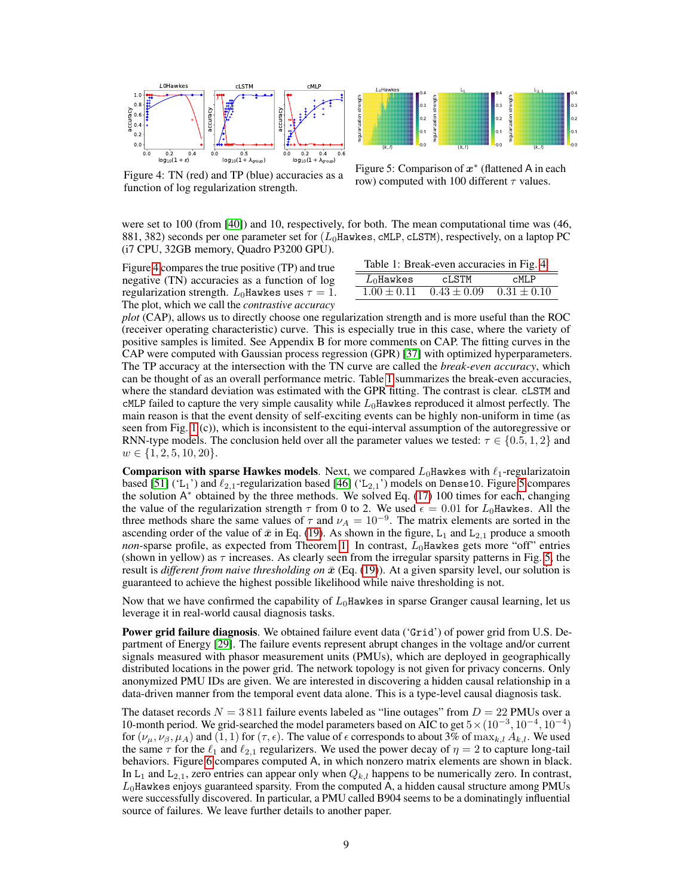Figure 4: TN (red) and TP (blue) accuracies as a function of log regularization strength.

Figure 5: Comparison of $\boldsymbol{x}^*$ (flattened A in each row) computed with 100 different $\tau$ values.

were set to 100 (from [40]) and 10, respectively, for both. The mean computational time was (46, 881, 382) seconds per one parameter set for ($L_0$`Hawkes`, `cMLP`, `cLSTM`), respectively, on a laptop PC (i7 CPU, 32GB memory, Quadro P3200 GPU).

Figure 4 compares the true positive (TP) and true negative (TN) accuracies as a function of log regularization strength. $L_0$`Hawkes` uses $\tau = 1$. The plot, which we call the *contrastive accuracy plot* (CAP), allows us to directly choose one regularization strength and is more useful than the ROC (receiver operating characteristic) curve. This is especially true in this case, where the variety of positive samples is limited. See Appendix B for more comments on CAP. The fitting curves in the CAP were computed with Gaussian process regression (GPR) [37] with optimized hyperparameters. The TP accuracy at the intersection with the TN curve are called the *break-even accuracy*, which can be thought of as an overall performance metric. Table 1 summarizes the break-even accuracies, where the standard deviation was estimated with the GPR fitting. The contrast is clear. `cLSTM` and `cMLP` failed to capture the very simple causality while $L_0$`Hawkes` reproduced it almost perfectly. The main reason is that the event density of self-exciting events can be highly non-uniform in time (as seen from Fig. 1 (c)), which is inconsistent to the equi-interval assumption of the autoregressive or RNN-type models. The conclusion held over all the parameter values we tested: $\tau \in \{0.5, 1, 2\}$ and $w \in \{1, 2, 5, 10, 20\}$.

Table 1: Break-even accuracies in Fig. 4

| $L_0$`Hawkes` | `cLSTM` | `cMLP` |
|---|---|---|
| $1.00 \pm 0.11$ | $0.43 \pm 0.09$ | $0.31 \pm 0.10$ |

**Comparison with sparse Hawkes models**. Next, we compared $L_0$`Hawkes` with $\ell_1$-regularizatoin based [51] ('$\mathtt{L}_1$') and $\ell_{2,1}$-regularization based [46] ('$\mathtt{L}_{2,1}$') models on `Dense10`. Figure 5 compares the solution $\mathsf{A}^*$ obtained by the three methods. We solved Eq. (17) 100 times for each, changing the value of the regularization strength $\tau$ from 0 to 2. We used $\epsilon = 0.01$ for $L_0$`Hawkes`. All the three methods share the same values of $\tau$ and $\nu_A = 10^{-9}$. The matrix elements are sorted in the ascending order of the value of $\bar{x}$ in Eq. (19). As shown in the figure, $\mathtt{L}_1$ and $\mathtt{L}_{2,1}$ produce a smooth *non*-sparse profile, as expected from Theorem 1. In contrast, $L_0$`Hawkes` gets more "off" entries (shown in yellow) as $\tau$ increases. As clearly seen from the irregular sparsity patterns in Fig. 5, the result is *different from naive thresholding on* $\bar{x}$ (Eq. (19)). At a given sparsity level, our solution is guaranteed to achieve the highest possible likelihood while naive thresholding is not.

Now that we have confirmed the capability of $L_0$`Hawkes` in sparse Granger causal learning, let us leverage it in real-world causal diagnosis tasks.

**Power grid failure diagnosis**. We obtained failure event data ('`Grid`') of power grid from U.S. Department of Energy [29]. The failure events represent abrupt changes in the voltage and/or current signals measured with phasor measurement units (PMUs), which are deployed in geographically distributed locations in the power grid. The network topology is not given for privacy concerns. Only anonymized PMU IDs are given. We are interested in discovering a hidden causal relationship in a data-driven manner from the temporal event data alone. This is a type-level causal diagnosis task.

The dataset records $N = 3\,811$ failure events labeled as "line outages" from $D = 22$ PMUs over a 10-month period. We grid-searched the model parameters based on AIC to get $5 \times (10^{-3}, 10^{-4}, 10^{-4})$ for $(\nu_\mu, \nu_\beta, \mu_A)$ and $(1, 1)$ for $(\tau, \epsilon)$. The value of $\epsilon$ corresponds to about 3% of $\max_{k,l} A_{k,l}$. We used the same $\tau$ for the $\ell_1$ and $\ell_{2,1}$ regularizers. We used the power decay of $\eta = 2$ to capture long-tail behaviors. Figure 6 compares computed A, in which nonzero matrix elements are shown in black. In $\mathtt{L}_1$ and $\mathtt{L}_{2,1}$, zero entries can appear only when $Q_{k,l}$ happens to be numerically zero. In contrast, $L_0$`Hawkes` enjoys guaranteed sparsity. From the computed A, a hidden causal structure among PMUs were successfully discovered. In particular, a PMU called B904 seems to be a dominatingly influential source of failures. We leave further details to another paper.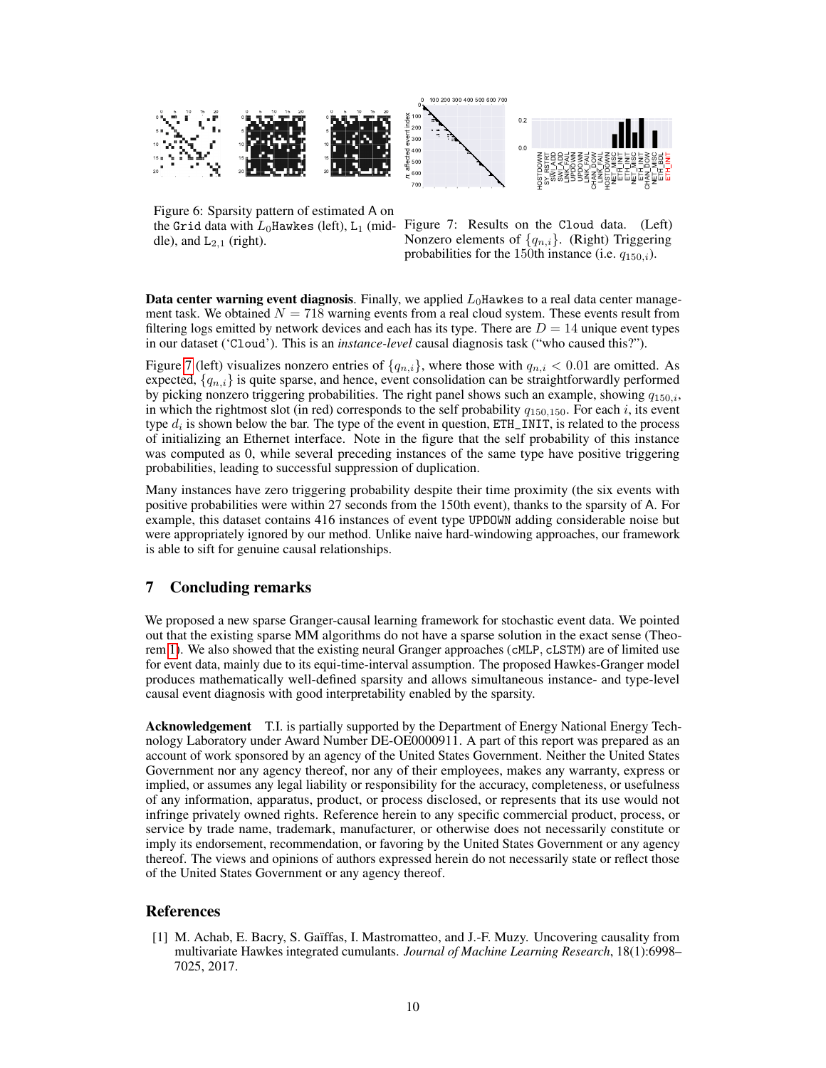Figure 6: Sparsity pattern of estimated A on the `Grid` data with $L_0$`Hawkes` (left), $\text{L}_1$ (middle), and $\text{L}_{2,1}$ (right).

Figure 7: Results on the `Cloud` data. (Left) Nonzero elements of $\{q_{n,i}\}$. (Right) Triggering probabilities for the 150th instance (i.e. $q_{150,i}$).

**Data center warning event diagnosis**. Finally, we applied $L_0$`Hawkes` to a real data center management task. We obtained $N = 718$ warning events from a real cloud system. These events result from filtering logs emitted by network devices and each has its type. There are $D = 14$ unique event types in our dataset (‘`Cloud`’). This is an *instance-level* causal diagnosis task (“who caused this?”).

Figure 7 (left) visualizes nonzero entries of $\{q_{n,i}\}$, where those with $q_{n,i} < 0.01$ are omitted. As expected, $\{q_{n,i}\}$ is quite sparse, and hence, event consolidation can be straightforwardly performed by picking nonzero triggering probabilities. The right panel shows such an example, showing $q_{150,i}$, in which the rightmost slot (in red) corresponds to the self probability $q_{150,150}$. For each $i$, its event type $d_i$ is shown below the bar. The type of the event in question, `ETH_INIT`, is related to the process of initializing an Ethernet interface. Note in the figure that the self probability of this instance was computed as 0, while several preceding instances of the same type have positive triggering probabilities, leading to successful suppression of duplication.

Many instances have zero triggering probability despite their time proximity (the six events with positive probabilities were within 27 seconds from the 150th event), thanks to the sparsity of A. For example, this dataset contains 416 instances of event type `UPDOWN` adding considerable noise but were appropriately ignored by our method. Unlike naive hard-windowing approaches, our framework is able to sift for genuine causal relationships.

## 7 Concluding remarks

We proposed a new sparse Granger-causal learning framework for stochastic event data. We pointed out that the existing sparse MM algorithms do not have a sparse solution in the exact sense (Theorem 1). We also showed that the existing neural Granger approaches (`cMLP`, `cLSTM`) are of limited use for event data, mainly due to its equi-time-interval assumption. The proposed Hawkes-Granger model produces mathematically well-defined sparsity and allows simultaneous instance- and type-level causal event diagnosis with good interpretability enabled by the sparsity.

**Acknowledgement** T.I. is partially supported by the Department of Energy National Energy Technology Laboratory under Award Number DE-OE0000911. A part of this report was prepared as an account of work sponsored by an agency of the United States Government. Neither the United States Government nor any agency thereof, nor any of their employees, makes any warranty, express or implied, or assumes any legal liability or responsibility for the accuracy, completeness, or usefulness of any information, apparatus, product, or process disclosed, or represents that its use would not infringe privately owned rights. Reference herein to any specific commercial product, process, or service by trade name, trademark, manufacturer, or otherwise does not necessarily constitute or imply its endorsement, recommendation, or favoring by the United States Government or any agency thereof. The views and opinions of authors expressed herein do not necessarily state or reflect those of the United States Government or any agency thereof.

## References

[1] M. Achab, E. Bacry, S. Gaïffas, I. Mastromatteo, and J.-F. Muzy. Uncovering causality from multivariate Hawkes integrated cumulants. *Journal of Machine Learning Research*, 18(1):6998–7025, 2017.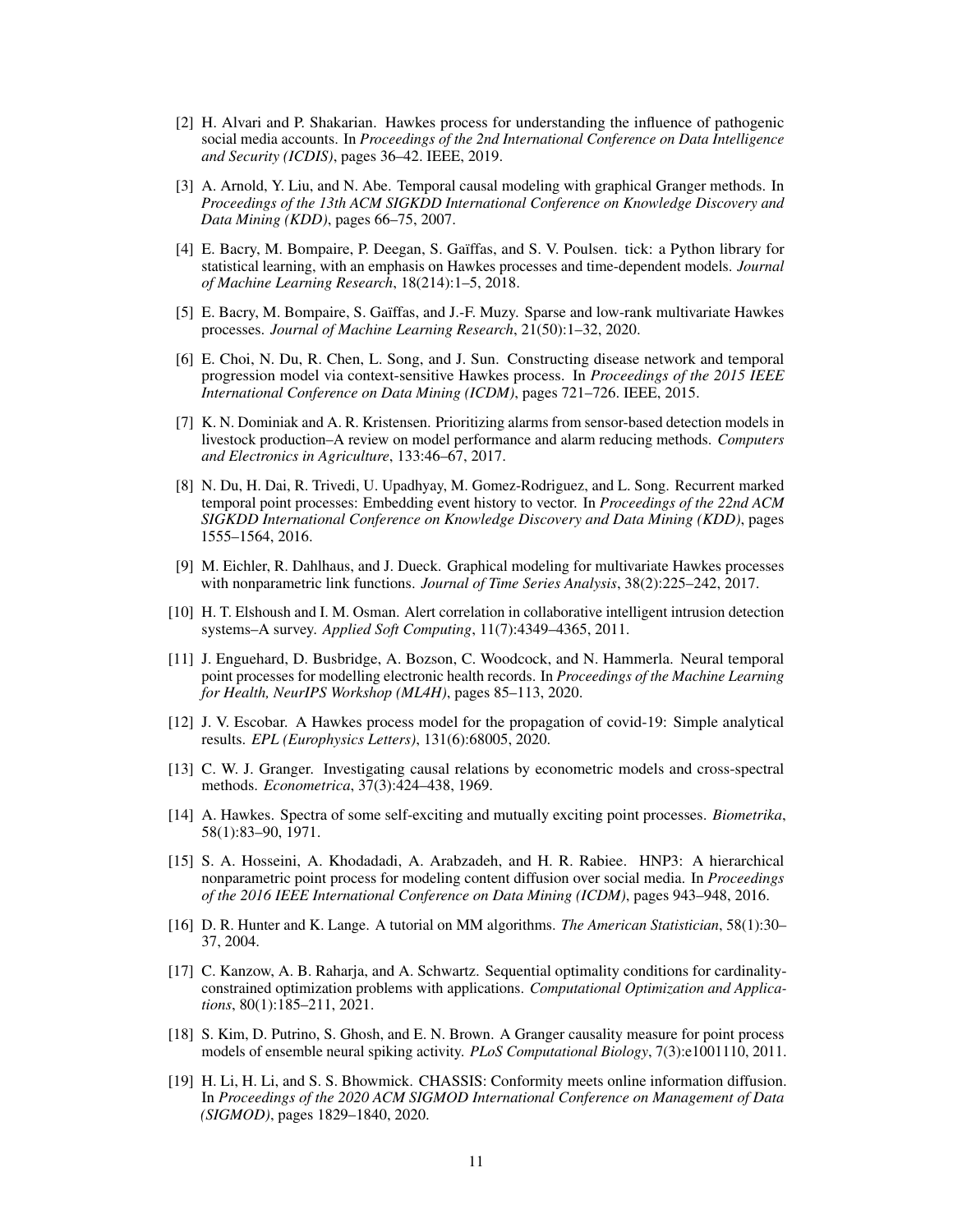[2] H. Alvari and P. Shakarian. Hawkes process for understanding the influence of pathogenic social media accounts. In *Proceedings of the 2nd International Conference on Data Intelligence and Security (ICDIS)*, pages 36–42. IEEE, 2019.

[3] A. Arnold, Y. Liu, and N. Abe. Temporal causal modeling with graphical Granger methods. In *Proceedings of the 13th ACM SIGKDD International Conference on Knowledge Discovery and Data Mining (KDD)*, pages 66–75, 2007.

[4] E. Bacry, M. Bompaire, P. Deegan, S. Gaïffas, and S. V. Poulsen. tick: a Python library for statistical learning, with an emphasis on Hawkes processes and time-dependent models. *Journal of Machine Learning Research*, 18(214):1–5, 2018.

[5] E. Bacry, M. Bompaire, S. Gaïffas, and J.-F. Muzy. Sparse and low-rank multivariate Hawkes processes. *Journal of Machine Learning Research*, 21(50):1–32, 2020.

[6] E. Choi, N. Du, R. Chen, L. Song, and J. Sun. Constructing disease network and temporal progression model via context-sensitive Hawkes process. In *Proceedings of the 2015 IEEE International Conference on Data Mining (ICDM)*, pages 721–726. IEEE, 2015.

[7] K. N. Dominiak and A. R. Kristensen. Prioritizing alarms from sensor-based detection models in livestock production–A review on model performance and alarm reducing methods. *Computers and Electronics in Agriculture*, 133:46–67, 2017.

[8] N. Du, H. Dai, R. Trivedi, U. Upadhyay, M. Gomez-Rodriguez, and L. Song. Recurrent marked temporal point processes: Embedding event history to vector. In *Proceedings of the 22nd ACM SIGKDD International Conference on Knowledge Discovery and Data Mining (KDD)*, pages 1555–1564, 2016.

[9] M. Eichler, R. Dahlhaus, and J. Dueck. Graphical modeling for multivariate Hawkes processes with nonparametric link functions. *Journal of Time Series Analysis*, 38(2):225–242, 2017.

[10] H. T. Elshoush and I. M. Osman. Alert correlation in collaborative intelligent intrusion detection systems–A survey. *Applied Soft Computing*, 11(7):4349–4365, 2011.

[11] J. Enguehard, D. Busbridge, A. Bozson, C. Woodcock, and N. Hammerla. Neural temporal point processes for modelling electronic health records. In *Proceedings of the Machine Learning for Health, NeurIPS Workshop (ML4H)*, pages 85–113, 2020.

[12] J. V. Escobar. A Hawkes process model for the propagation of covid-19: Simple analytical results. *EPL (Europhysics Letters)*, 131(6):68005, 2020.

[13] C. W. J. Granger. Investigating causal relations by econometric models and cross-spectral methods. *Econometrica*, 37(3):424–438, 1969.

[14] A. Hawkes. Spectra of some self-exciting and mutually exciting point processes. *Biometrika*, 58(1):83–90, 1971.

[15] S. A. Hosseini, A. Khodadadi, A. Arabzadeh, and H. R. Rabiee. HNP3: A hierarchical nonparametric point process for modeling content diffusion over social media. In *Proceedings of the 2016 IEEE International Conference on Data Mining (ICDM)*, pages 943–948, 2016.

[16] D. R. Hunter and K. Lange. A tutorial on MM algorithms. *The American Statistician*, 58(1):30–37, 2004.

[17] C. Kanzow, A. B. Raharja, and A. Schwartz. Sequential optimality conditions for cardinality-constrained optimization problems with applications. *Computational Optimization and Applications*, 80(1):185–211, 2021.

[18] S. Kim, D. Putrino, S. Ghosh, and E. N. Brown. A Granger causality measure for point process models of ensemble neural spiking activity. *PLoS Computational Biology*, 7(3):e1001110, 2011.

[19] H. Li, H. Li, and S. S. Bhowmick. CHASSIS: Conformity meets online information diffusion. In *Proceedings of the 2020 ACM SIGMOD International Conference on Management of Data (SIGMOD)*, pages 1829–1840, 2020.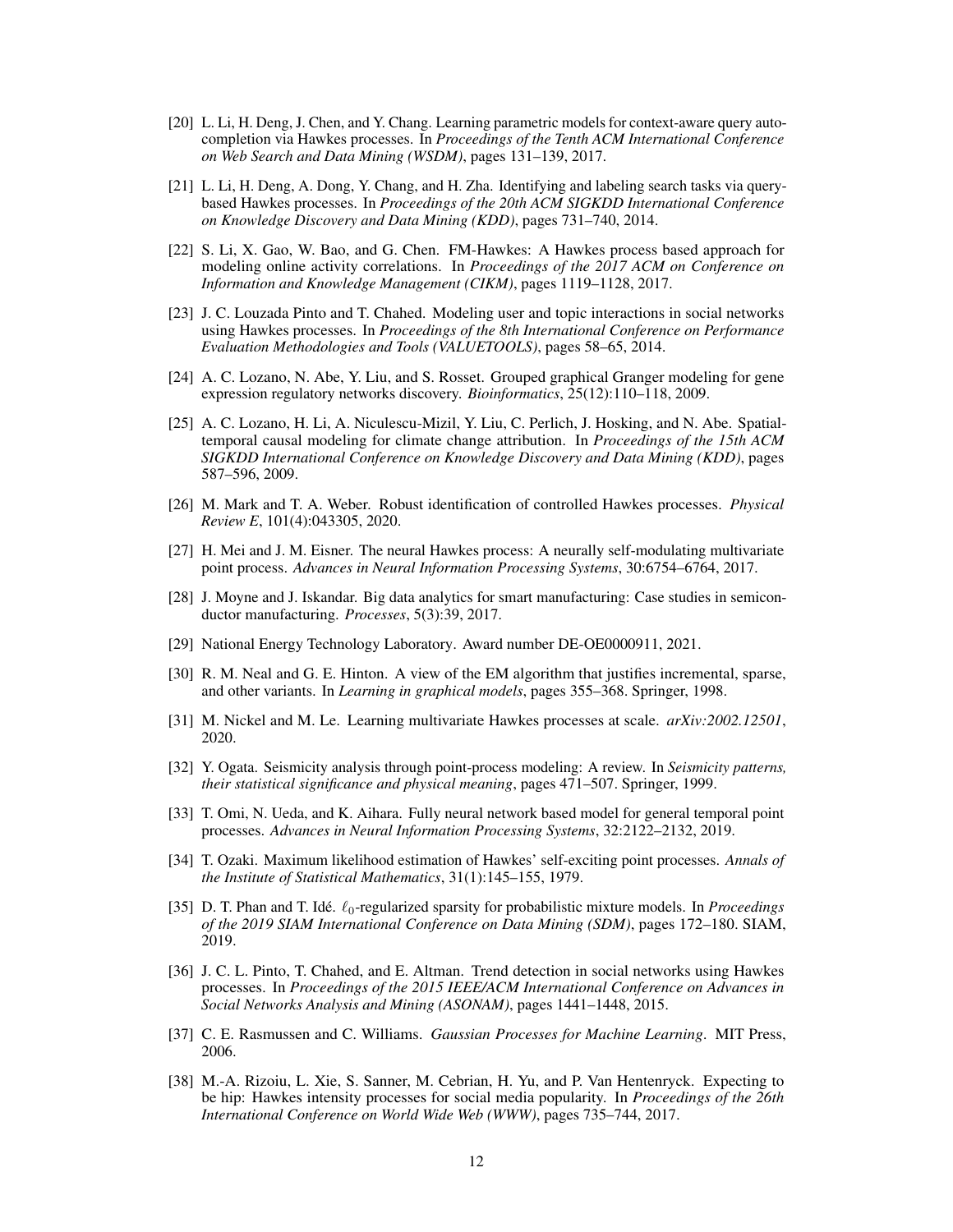[20] L. Li, H. Deng, J. Chen, and Y. Chang. Learning parametric models for context-aware query auto-completion via Hawkes processes. In *Proceedings of the Tenth ACM International Conference on Web Search and Data Mining (WSDM)*, pages 131–139, 2017.

[21] L. Li, H. Deng, A. Dong, Y. Chang, and H. Zha. Identifying and labeling search tasks via query-based Hawkes processes. In *Proceedings of the 20th ACM SIGKDD International Conference on Knowledge Discovery and Data Mining (KDD)*, pages 731–740, 2014.

[22] S. Li, X. Gao, W. Bao, and G. Chen. FM-Hawkes: A Hawkes process based approach for modeling online activity correlations. In *Proceedings of the 2017 ACM on Conference on Information and Knowledge Management (CIKM)*, pages 1119–1128, 2017.

[23] J. C. Louzada Pinto and T. Chahed. Modeling user and topic interactions in social networks using Hawkes processes. In *Proceedings of the 8th International Conference on Performance Evaluation Methodologies and Tools (VALUETOOLS)*, pages 58–65, 2014.

[24] A. C. Lozano, N. Abe, Y. Liu, and S. Rosset. Grouped graphical Granger modeling for gene expression regulatory networks discovery. *Bioinformatics*, 25(12):110–118, 2009.

[25] A. C. Lozano, H. Li, A. Niculescu-Mizil, Y. Liu, C. Perlich, J. Hosking, and N. Abe. Spatial-temporal causal modeling for climate change attribution. In *Proceedings of the 15th ACM SIGKDD International Conference on Knowledge Discovery and Data Mining (KDD)*, pages 587–596, 2009.

[26] M. Mark and T. A. Weber. Robust identification of controlled Hawkes processes. *Physical Review E*, 101(4):043305, 2020.

[27] H. Mei and J. M. Eisner. The neural Hawkes process: A neurally self-modulating multivariate point process. *Advances in Neural Information Processing Systems*, 30:6754–6764, 2017.

[28] J. Moyne and J. Iskandar. Big data analytics for smart manufacturing: Case studies in semiconductor manufacturing. *Processes*, 5(3):39, 2017.

[29] National Energy Technology Laboratory. Award number DE-OE0000911, 2021.

[30] R. M. Neal and G. E. Hinton. A view of the EM algorithm that justifies incremental, sparse, and other variants. In *Learning in graphical models*, pages 355–368. Springer, 1998.

[31] M. Nickel and M. Le. Learning multivariate Hawkes processes at scale. *arXiv:2002.12501*, 2020.

[32] Y. Ogata. Seismicity analysis through point-process modeling: A review. In *Seismicity patterns, their statistical significance and physical meaning*, pages 471–507. Springer, 1999.

[33] T. Omi, N. Ueda, and K. Aihara. Fully neural network based model for general temporal point processes. *Advances in Neural Information Processing Systems*, 32:2122–2132, 2019.

[34] T. Ozaki. Maximum likelihood estimation of Hawkes' self-exciting point processes. *Annals of the Institute of Statistical Mathematics*, 31(1):145–155, 1979.

[35] D. T. Phan and T. Idé. $\ell_0$-regularized sparsity for probabilistic mixture models. In *Proceedings of the 2019 SIAM International Conference on Data Mining (SDM)*, pages 172–180. SIAM, 2019.

[36] J. C. L. Pinto, T. Chahed, and E. Altman. Trend detection in social networks using Hawkes processes. In *Proceedings of the 2015 IEEE/ACM International Conference on Advances in Social Networks Analysis and Mining (ASONAM)*, pages 1441–1448, 2015.

[37] C. E. Rasmussen and C. Williams. *Gaussian Processes for Machine Learning*. MIT Press, 2006.

[38] M.-A. Rizoiu, L. Xie, S. Sanner, M. Cebrian, H. Yu, and P. Van Hentenryck. Expecting to be hip: Hawkes intensity processes for social media popularity. In *Proceedings of the 26th International Conference on World Wide Web (WWW)*, pages 735–744, 2017.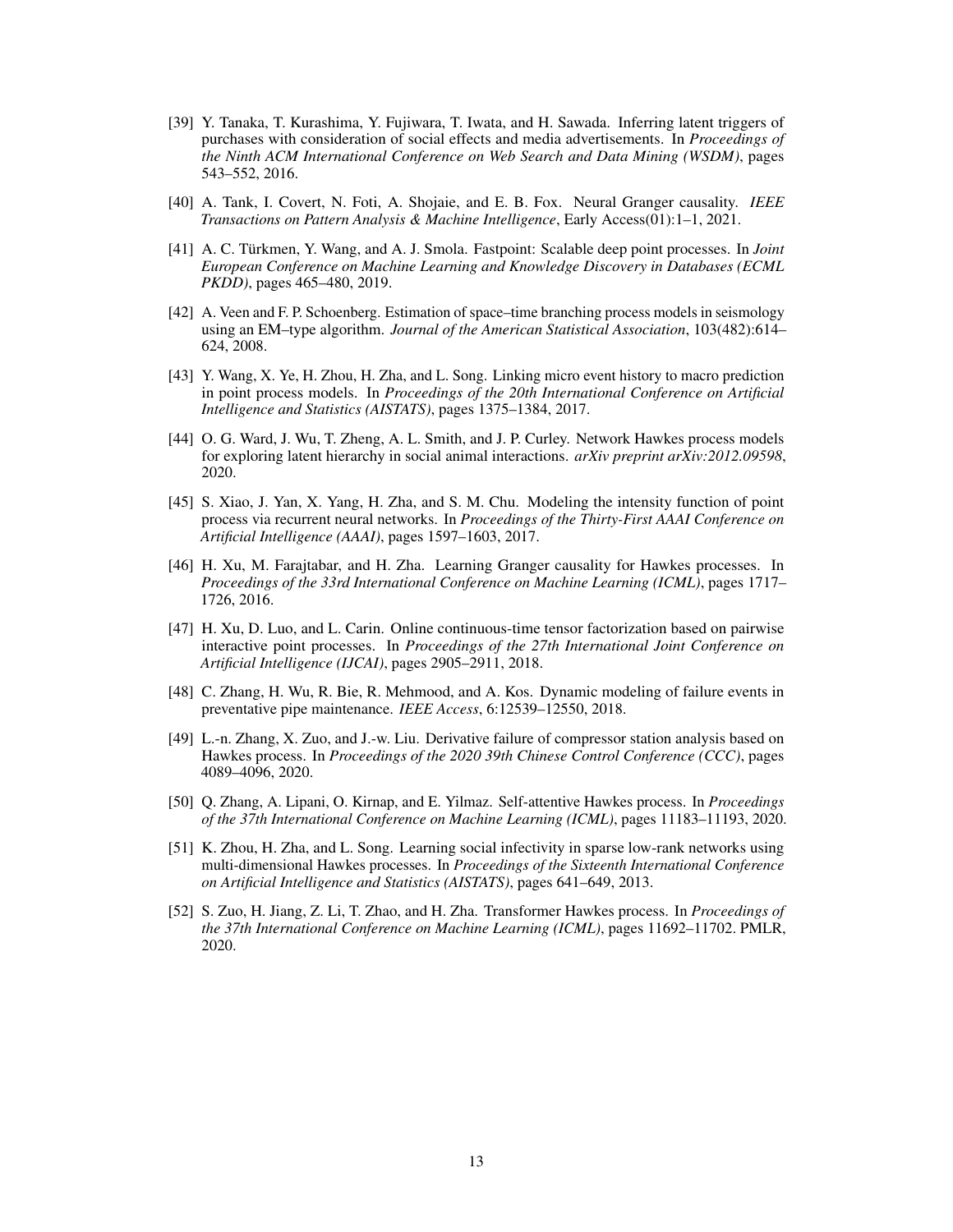[39] Y. Tanaka, T. Kurashima, Y. Fujiwara, T. Iwata, and H. Sawada. Inferring latent triggers of purchases with consideration of social effects and media advertisements. In *Proceedings of the Ninth ACM International Conference on Web Search and Data Mining (WSDM)*, pages 543–552, 2016.

[40] A. Tank, I. Covert, N. Foti, A. Shojaie, and E. B. Fox. Neural Granger causality. *IEEE Transactions on Pattern Analysis & Machine Intelligence*, Early Access(01):1–1, 2021.

[41] A. C. Türkmen, Y. Wang, and A. J. Smola. Fastpoint: Scalable deep point processes. In *Joint European Conference on Machine Learning and Knowledge Discovery in Databases (ECML PKDD)*, pages 465–480, 2019.

[42] A. Veen and F. P. Schoenberg. Estimation of space–time branching process models in seismology using an EM–type algorithm. *Journal of the American Statistical Association*, 103(482):614–624, 2008.

[43] Y. Wang, X. Ye, H. Zhou, H. Zha, and L. Song. Linking micro event history to macro prediction in point process models. In *Proceedings of the 20th International Conference on Artificial Intelligence and Statistics (AISTATS)*, pages 1375–1384, 2017.

[44] O. G. Ward, J. Wu, T. Zheng, A. L. Smith, and J. P. Curley. Network Hawkes process models for exploring latent hierarchy in social animal interactions. *arXiv preprint arXiv:2012.09598*, 2020.

[45] S. Xiao, J. Yan, X. Yang, H. Zha, and S. M. Chu. Modeling the intensity function of point process via recurrent neural networks. In *Proceedings of the Thirty-First AAAI Conference on Artificial Intelligence (AAAI)*, pages 1597–1603, 2017.

[46] H. Xu, M. Farajtabar, and H. Zha. Learning Granger causality for Hawkes processes. In *Proceedings of the 33rd International Conference on Machine Learning (ICML)*, pages 1717–1726, 2016.

[47] H. Xu, D. Luo, and L. Carin. Online continuous-time tensor factorization based on pairwise interactive point processes. In *Proceedings of the 27th International Joint Conference on Artificial Intelligence (IJCAI)*, pages 2905–2911, 2018.

[48] C. Zhang, H. Wu, R. Bie, R. Mehmood, and A. Kos. Dynamic modeling of failure events in preventative pipe maintenance. *IEEE Access*, 6:12539–12550, 2018.

[49] L.-n. Zhang, X. Zuo, and J.-w. Liu. Derivative failure of compressor station analysis based on Hawkes process. In *Proceedings of the 2020 39th Chinese Control Conference (CCC)*, pages 4089–4096, 2020.

[50] Q. Zhang, A. Lipani, O. Kirnap, and E. Yilmaz. Self-attentive Hawkes process. In *Proceedings of the 37th International Conference on Machine Learning (ICML)*, pages 11183–11193, 2020.

[51] K. Zhou, H. Zha, and L. Song. Learning social infectivity in sparse low-rank networks using multi-dimensional Hawkes processes. In *Proceedings of the Sixteenth International Conference on Artificial Intelligence and Statistics (AISTATS)*, pages 641–649, 2013.

[52] S. Zuo, H. Jiang, Z. Li, T. Zhao, and H. Zha. Transformer Hawkes process. In *Proceedings of the 37th International Conference on Machine Learning (ICML)*, pages 11692–11702. PMLR, 2020.